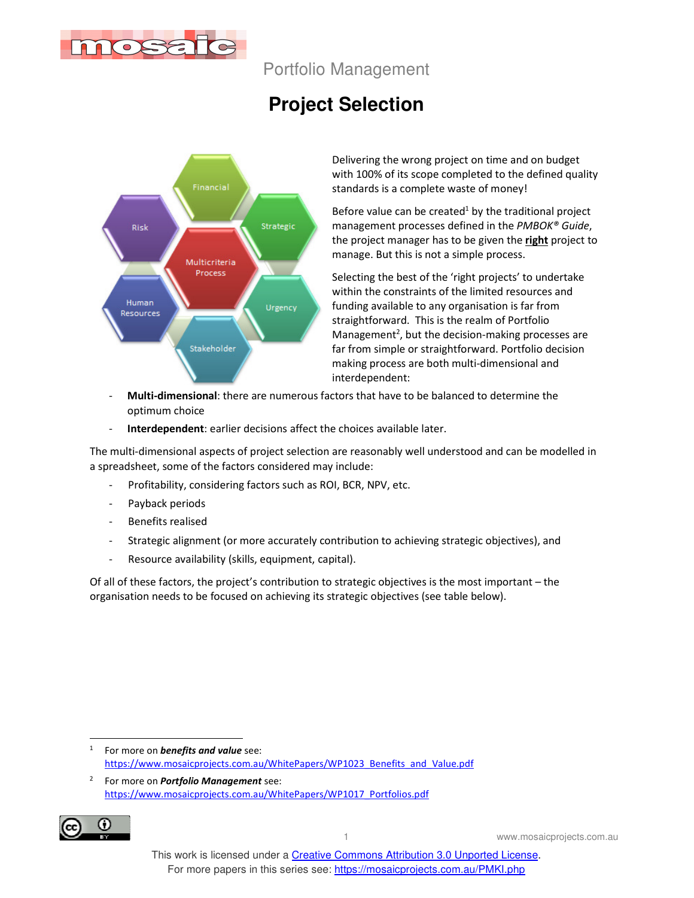Portfolio Management

# Project Selection

Delivering the wrong project on time and on budget with 100% of its scope completed to the defined quality standards is a complete waste of money!

Before value can be created[1] by the traditional project management processes defined in the *PMBOK® Guide*, the project manager has to be given the **right** project to manage. But this is not a simple process.

Selecting the best of the 'right projects' to undertake within the constraints of the limited resources and funding available to any organisation is far from straightforward. This is the realm of Portfolio Management[2], but the decision-making processes are far from simple or straightforward. Portfolio decision making process are both multi-dimensional and interdependent:

- **Multi-dimensional**: there are numerous factors that have to be balanced to determine the optimum choice
- **Interdependent**: earlier decisions affect the choices available later.

The multi-dimensional aspects of project selection are reasonably well understood and can be modelled in a spreadsheet, some of the factors considered may include:

- Profitability, considering factors such as ROI, BCR, NPV, etc.
- Payback periods
- Benefits realised
- Strategic alignment (or more accurately contribution to achieving strategic objectives), and
- Resource availability (skills, equipment, capital).

Of all of these factors, the project's contribution to strategic objectives is the most important – the organisation needs to be focused on achieving its strategic objectives (see table below).

---

[1] For more on ***benefits and value*** see: https://www.mosaicprojects.com.au/WhitePapers/WP1023_Benefits_and_Value.pdf

[2] For more on ***Portfolio Management*** see: https://www.mosaicprojects.com.au/WhitePapers/WP1017_Portfolios.pdf

This work is licensed under a Creative Commons Attribution 3.0 Unported License.
For more papers in this series see: https://mosaicprojects.com.au/PMKI.php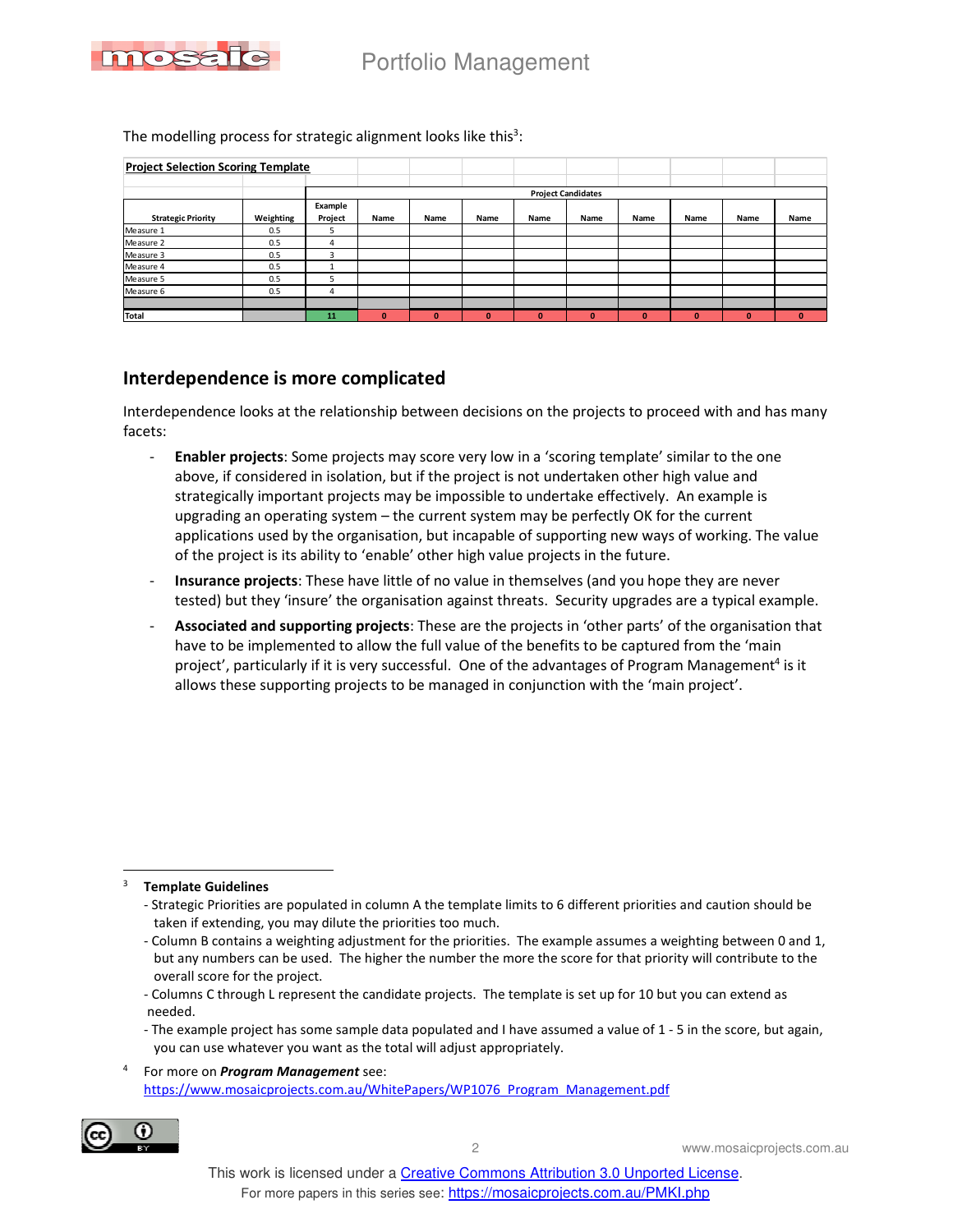The modelling process for strategic alignment looks like this[3]:

| Project Selection Scoring Template | | | | | | | | | | | |
|---|---|---|---|---|---|---|---|---|---|---|---|
| | | Project Candidates | | | | | | | | | |
| Strategic Priority | Weighting | Example Project | Name | Name | Name | Name | Name | Name | Name | Name | Name |
| Measure 1 | 0.5 | 5 | | | | | | | | | |
| Measure 2 | 0.5 | 4 | | | | | | | | | |
| Measure 3 | 0.5 | 3 | | | | | | | | | |
| Measure 4 | 0.5 | 1 | | | | | | | | | |
| Measure 5 | 0.5 | 5 | | | | | | | | | |
| Measure 6 | 0.5 | 4 | | | | | | | | | |
| | | | | | | | | | | | |
| Total | | 11 | 0 | 0 | 0 | 0 | 0 | 0 | 0 | 0 | 0 |

## Interdependence is more complicated

Interdependence looks at the relationship between decisions on the projects to proceed with and has many facets:

- **Enabler projects**: Some projects may score very low in a 'scoring template' similar to the one above, if considered in isolation, but if the project is not undertaken other high value and strategically important projects may be impossible to undertake effectively. An example is upgrading an operating system – the current system may be perfectly OK for the current applications used by the organisation, but incapable of supporting new ways of working. The value of the project is its ability to 'enable' other high value projects in the future.
- **Insurance projects**: These have little of no value in themselves (and you hope they are never tested) but they 'insure' the organisation against threats. Security upgrades are a typical example.
- **Associated and supporting projects**: These are the projects in 'other parts' of the organisation that have to be implemented to allow the full value of the benefits to be captured from the 'main project', particularly if it is very successful. One of the advantages of Program Management[4] is it allows these supporting projects to be managed in conjunction with the 'main project'.

---

[3] **Template Guidelines**

- Strategic Priorities are populated in column A the template limits to 6 different priorities and caution should be taken if extending, you may dilute the priorities too much.
- Column B contains a weighting adjustment for the priorities. The example assumes a weighting between 0 and 1, but any numbers can be used. The higher the number the more the score for that priority will contribute to the overall score for the project.
- Columns C through L represent the candidate projects. The template is set up for 10 but you can extend as needed.
- The example project has some sample data populated and I have assumed a value of 1 - 5 in the score, but again, you can use whatever you want as the total will adjust appropriately.

[4] For more on ***Program Management*** see: https://www.mosaicprojects.com.au/WhitePapers/WP1076_Program_Management.pdf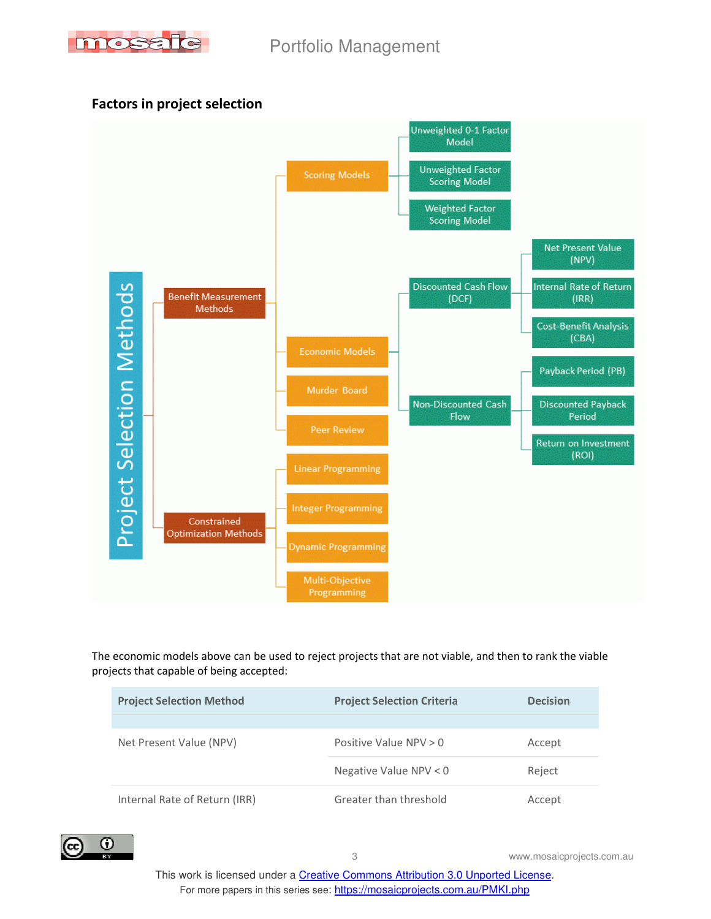## Factors in project selection

- Project Selection Methods
  - Benefit Measurement Methods
    - Scoring Models
      - Unweighted 0-1 Factor Model
      - Unweighted Factor Scoring Model
      - Weighted Factor Scoring Model
    - Economic Models
      - Discounted Cash Flow (DCF)
        - Net Present Value (NPV)
        - Internal Rate of Return (IRR)
        - Cost-Benefit Analysis (CBA)
      - Non-Discounted Cash Flow
        - Payback Period (PB)
        - Discounted Payback Period
        - Return on Investment (ROI)
    - Murder Board
    - Peer Review
  - Constrained Optimization Methods
    - Linear Programming
    - Integer Programming
    - Dynamic Programming
    - Multi-Objective Programming

The economic models above can be used to reject projects that are not viable, and then to rank the viable projects that capable of being accepted:

| Project Selection Method | Project Selection Criteria | Decision |
|---|---|---|
| Net Present Value (NPV) | Positive Value NPV > 0 | Accept |
| | Negative Value NPV < 0 | Reject |
| Internal Rate of Return (IRR) | Greater than threshold | Accept |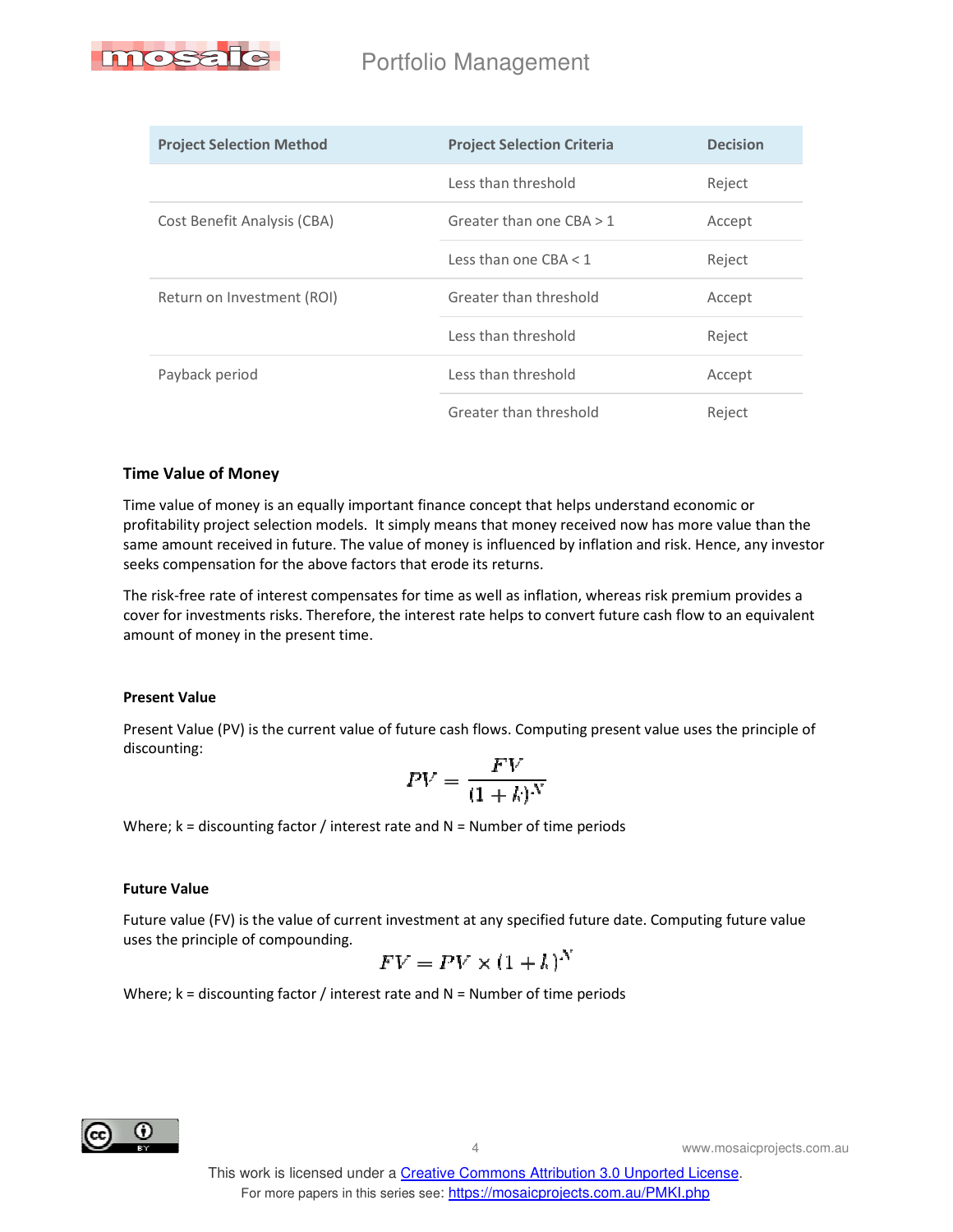| Project Selection Method | Project Selection Criteria | Decision |
|---|---|---|
| | Less than threshold | Reject |
| Cost Benefit Analysis (CBA) | Greater than one CBA > 1 | Accept |
| | Less than one CBA < 1 | Reject |
| Return on Investment (ROI) | Greater than threshold | Accept |
| | Less than threshold | Reject |
| Payback period | Less than threshold | Accept |
| | Greater than threshold | Reject |

### Time Value of Money

Time value of money is an equally important finance concept that helps understand economic or profitability project selection models. It simply means that money received now has more value than the same amount received in future. The value of money is influenced by inflation and risk. Hence, any investor seeks compensation for the above factors that erode its returns.

The risk-free rate of interest compensates for time as well as inflation, whereas risk premium provides a cover for investments risks. Therefore, the interest rate helps to convert future cash flow to an equivalent amount of money in the present time.

#### Present Value

Present Value (PV) is the current value of future cash flows. Computing present value uses the principle of discounting:

$$PV = \frac{FV}{(1+k)^N}$$

Where; k = discounting factor / interest rate and N = Number of time periods

#### Future Value

Future value (FV) is the value of current investment at any specified future date. Computing future value uses the principle of compounding.

$$FV = PV \times (1+k)^N$$

Where; k = discounting factor / interest rate and N = Number of time periods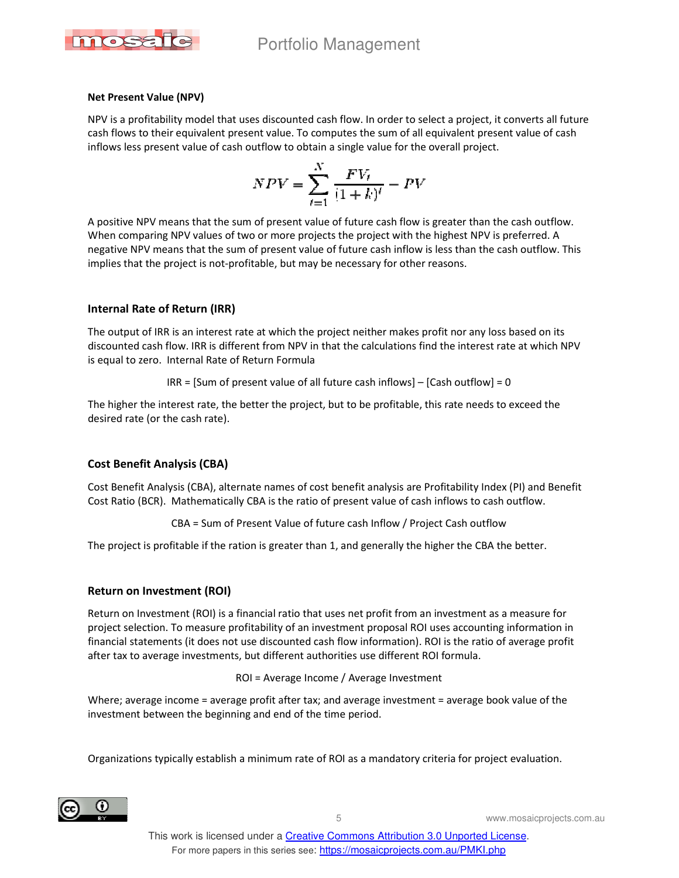**Net Present Value (NPV)**

NPV is a profitability model that uses discounted cash flow. In order to select a project, it converts all future cash flows to their equivalent present value. To computes the sum of all equivalent present value of cash inflows less present value of cash outflow to obtain a single value for the overall project.

$$NPV = \sum_{t=1}^{N} \frac{FV_t}{(1+k)^t} - PV$$

A positive NPV means that the sum of present value of future cash flow is greater than the cash outflow. When comparing NPV values of two or more projects the project with the highest NPV is preferred. A negative NPV means that the sum of present value of future cash inflow is less than the cash outflow. This implies that the project is not-profitable, but may be necessary for other reasons.

**Internal Rate of Return (IRR)**

The output of IRR is an interest rate at which the project neither makes profit nor any loss based on its discounted cash flow. IRR is different from NPV in that the calculations find the interest rate at which NPV is equal to zero. Internal Rate of Return Formula

IRR = [Sum of present value of all future cash inflows] – [Cash outflow] = 0

The higher the interest rate, the better the project, but to be profitable, this rate needs to exceed the desired rate (or the cash rate).

**Cost Benefit Analysis (CBA)**

Cost Benefit Analysis (CBA), alternate names of cost benefit analysis are Profitability Index (PI) and Benefit Cost Ratio (BCR). Mathematically CBA is the ratio of present value of cash inflows to cash outflow.

CBA = Sum of Present Value of future cash Inflow / Project Cash outflow

The project is profitable if the ration is greater than 1, and generally the higher the CBA the better.

**Return on Investment (ROI)**

Return on Investment (ROI) is a financial ratio that uses net profit from an investment as a measure for project selection. To measure profitability of an investment proposal ROI uses accounting information in financial statements (it does not use discounted cash flow information). ROI is the ratio of average profit after tax to average investments, but different authorities use different ROI formula.

ROI = Average Income / Average Investment

Where; average income = average profit after tax; and average investment = average book value of the investment between the beginning and end of the time period.

Organizations typically establish a minimum rate of ROI as a mandatory criteria for project evaluation.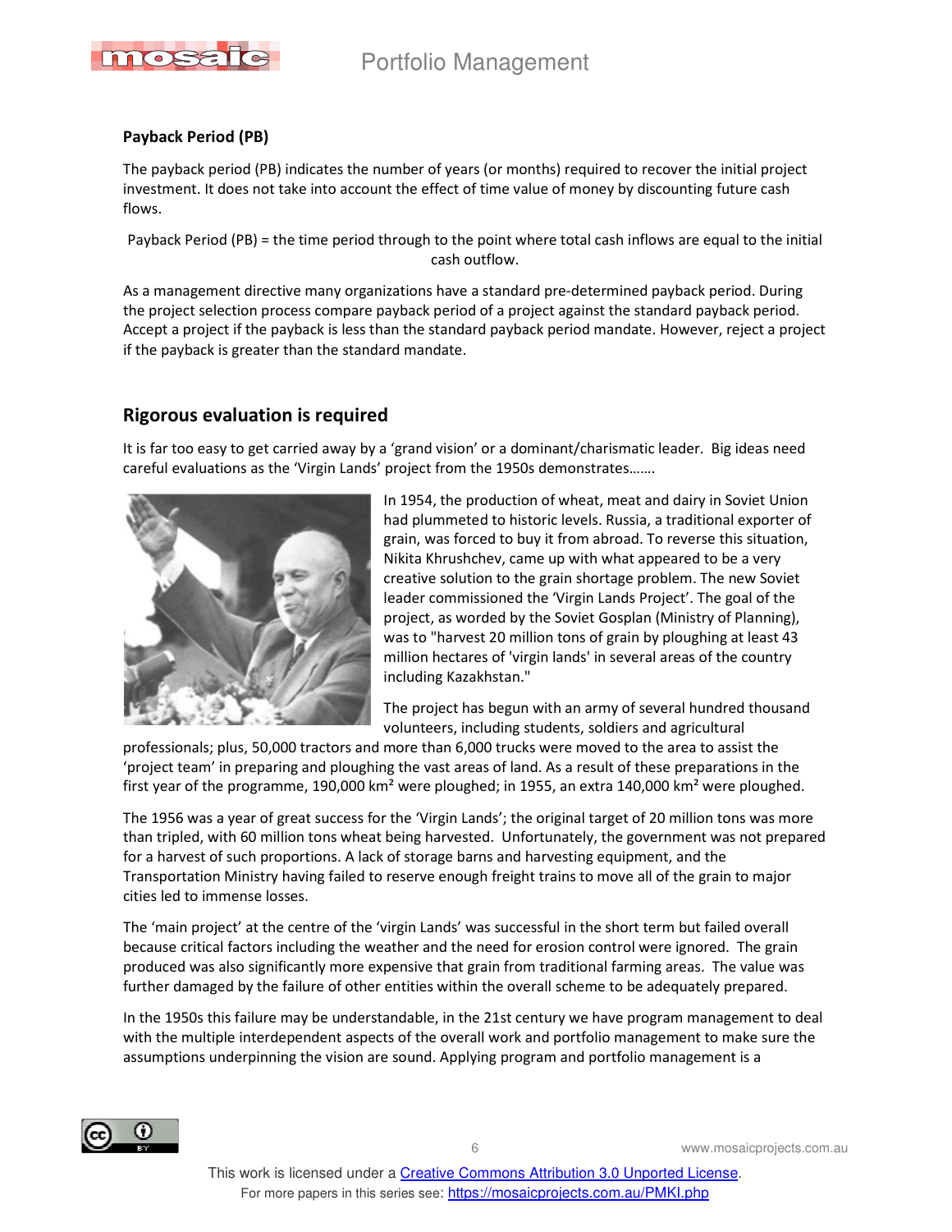**Payback Period (PB)**

The payback period (PB) indicates the number of years (or months) required to recover the initial project investment. It does not take into account the effect of time value of money by discounting future cash flows.

Payback Period (PB) = the time period through to the point where total cash inflows are equal to the initial cash outflow.

As a management directive many organizations have a standard pre-determined payback period. During the project selection process compare payback period of a project against the standard payback period. Accept a project if the payback is less than the standard payback period mandate. However, reject a project if the payback is greater than the standard mandate.

## Rigorous evaluation is required

It is far too easy to get carried away by a 'grand vision' or a dominant/charismatic leader. Big ideas need careful evaluations as the 'Virgin Lands' project from the 1950s demonstrates…….

In 1954, the production of wheat, meat and dairy in Soviet Union had plummeted to historic levels. Russia, a traditional exporter of grain, was forced to buy it from abroad. To reverse this situation, Nikita Khrushchev, came up with what appeared to be a very creative solution to the grain shortage problem. The new Soviet leader commissioned the 'Virgin Lands Project'. The goal of the project, as worded by the Soviet Gosplan (Ministry of Planning), was to "harvest 20 million tons of grain by ploughing at least 43 million hectares of 'virgin lands' in several areas of the country including Kazakhstan."

The project has begun with an army of several hundred thousand volunteers, including students, soldiers and agricultural professionals; plus, 50,000 tractors and more than 6,000 trucks were moved to the area to assist the 'project team' in preparing and ploughing the vast areas of land. As a result of these preparations in the first year of the programme, 190,000 km² were ploughed; in 1955, an extra 140,000 km² were ploughed.

The 1956 was a year of great success for the 'Virgin Lands'; the original target of 20 million tons was more than tripled, with 60 million tons wheat being harvested. Unfortunately, the government was not prepared for a harvest of such proportions. A lack of storage barns and harvesting equipment, and the Transportation Ministry having failed to reserve enough freight trains to move all of the grain to major cities led to immense losses.

The 'main project' at the centre of the 'virgin Lands' was successful in the short term but failed overall because critical factors including the weather and the need for erosion control were ignored. The grain produced was also significantly more expensive that grain from traditional farming areas. The value was further damaged by the failure of other entities within the overall scheme to be adequately prepared.

In the 1950s this failure may be understandable, in the 21st century we have program management to deal with the multiple interdependent aspects of the overall work and portfolio management to make sure the assumptions underpinning the vision are sound. Applying program and portfolio management is a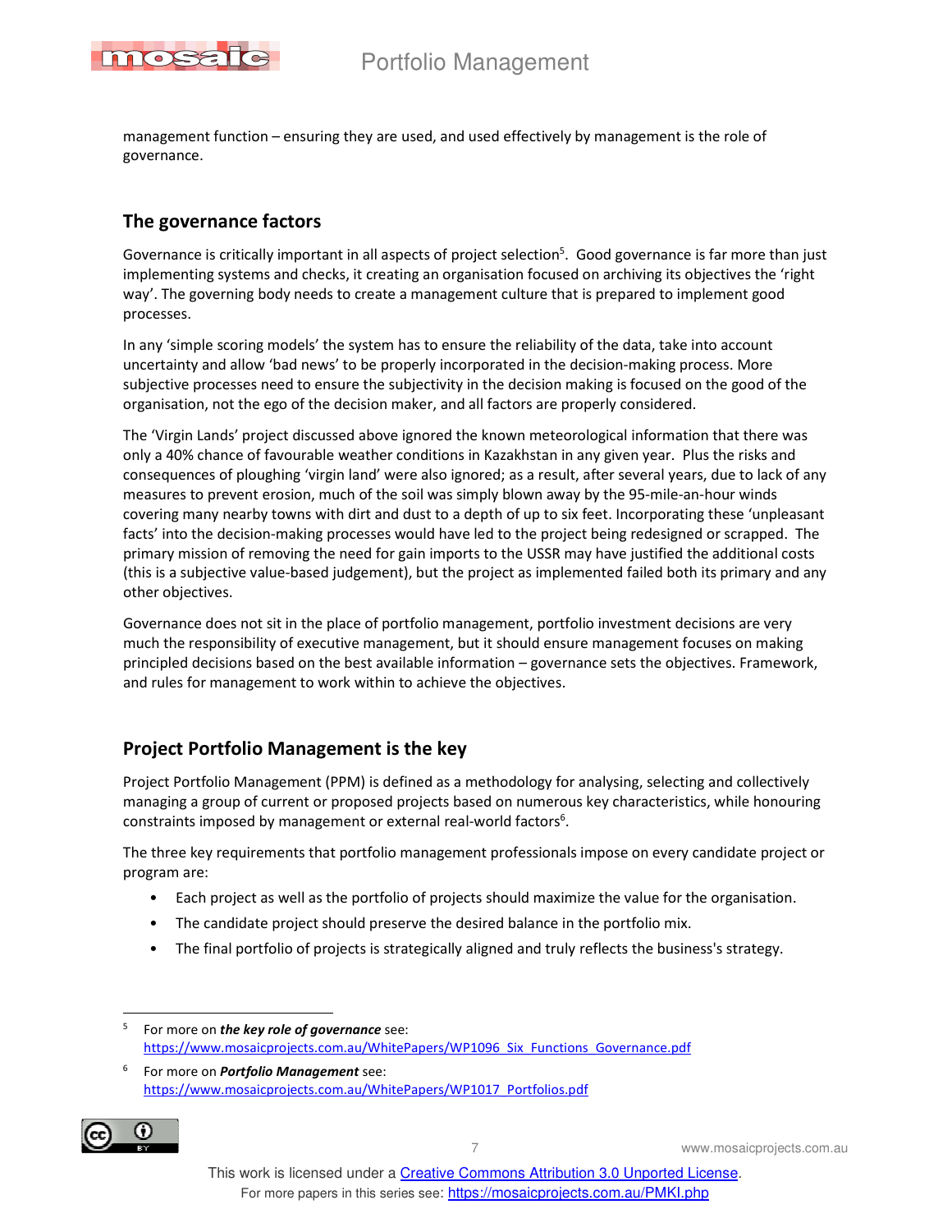management function – ensuring they are used, and used effectively by management is the role of governance.

## The governance factors

Governance is critically important in all aspects of project selection[5]. Good governance is far more than just implementing systems and checks, it creating an organisation focused on archiving its objectives the 'right way'. The governing body needs to create a management culture that is prepared to implement good processes.

In any 'simple scoring models' the system has to ensure the reliability of the data, take into account uncertainty and allow 'bad news' to be properly incorporated in the decision-making process. More subjective processes need to ensure the subjectivity in the decision making is focused on the good of the organisation, not the ego of the decision maker, and all factors are properly considered.

The 'Virgin Lands' project discussed above ignored the known meteorological information that there was only a 40% chance of favourable weather conditions in Kazakhstan in any given year. Plus the risks and consequences of ploughing 'virgin land' were also ignored; as a result, after several years, due to lack of any measures to prevent erosion, much of the soil was simply blown away by the 95-mile-an-hour winds covering many nearby towns with dirt and dust to a depth of up to six feet. Incorporating these 'unpleasant facts' into the decision-making processes would have led to the project being redesigned or scrapped. The primary mission of removing the need for gain imports to the USSR may have justified the additional costs (this is a subjective value-based judgement), but the project as implemented failed both its primary and any other objectives.

Governance does not sit in the place of portfolio management, portfolio investment decisions are very much the responsibility of executive management, but it should ensure management focuses on making principled decisions based on the best available information – governance sets the objectives. Framework, and rules for management to work within to achieve the objectives.

## Project Portfolio Management is the key

Project Portfolio Management (PPM) is defined as a methodology for analysing, selecting and collectively managing a group of current or proposed projects based on numerous key characteristics, while honouring constraints imposed by management or external real-world factors[6].

The three key requirements that portfolio management professionals impose on every candidate project or program are:

- Each project as well as the portfolio of projects should maximize the value for the organisation.
- The candidate project should preserve the desired balance in the portfolio mix.
- The final portfolio of projects is strategically aligned and truly reflects the business's strategy.

---

[5] For more on ***the key role of governance*** see: https://www.mosaicprojects.com.au/WhitePapers/WP1096_Six_Functions_Governance.pdf

[6] For more on ***Portfolio Management*** see: https://www.mosaicprojects.com.au/WhitePapers/WP1017_Portfolios.pdf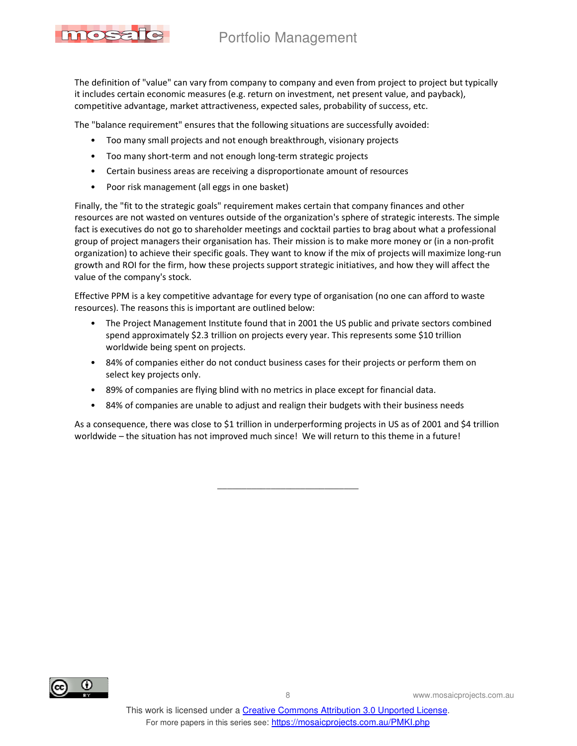The definition of "value" can vary from company to company and even from project to project but typically it includes certain economic measures (e.g. return on investment, net present value, and payback), competitive advantage, market attractiveness, expected sales, probability of success, etc.

The "balance requirement" ensures that the following situations are successfully avoided:

- Too many small projects and not enough breakthrough, visionary projects
- Too many short-term and not enough long-term strategic projects
- Certain business areas are receiving a disproportionate amount of resources
- Poor risk management (all eggs in one basket)

Finally, the "fit to the strategic goals" requirement makes certain that company finances and other resources are not wasted on ventures outside of the organization's sphere of strategic interests. The simple fact is executives do not go to shareholder meetings and cocktail parties to brag about what a professional group of project managers their organisation has. Their mission is to make more money or (in a non-profit organization) to achieve their specific goals. They want to know if the mix of projects will maximize long-run growth and ROI for the firm, how these projects support strategic initiatives, and how they will affect the value of the company's stock.

Effective PPM is a key competitive advantage for every type of organisation (no one can afford to waste resources). The reasons this is important are outlined below:

- The Project Management Institute found that in 2001 the US public and private sectors combined spend approximately $2.3 trillion on projects every year. This represents some $10 trillion worldwide being spent on projects.
- 84% of companies either do not conduct business cases for their projects or perform them on select key projects only.
- 89% of companies are flying blind with no metrics in place except for financial data.
- 84% of companies are unable to adjust and realign their budgets with their business needs

As a consequence, there was close to $1 trillion in underperforming projects in US as of 2001 and $4 trillion worldwide – the situation has not improved much since! We will return to this theme in a future!

---

This work is licensed under a Creative Commons Attribution 3.0 Unported License.
For more papers in this series see: https://mosaicprojects.com.au/PMKI.php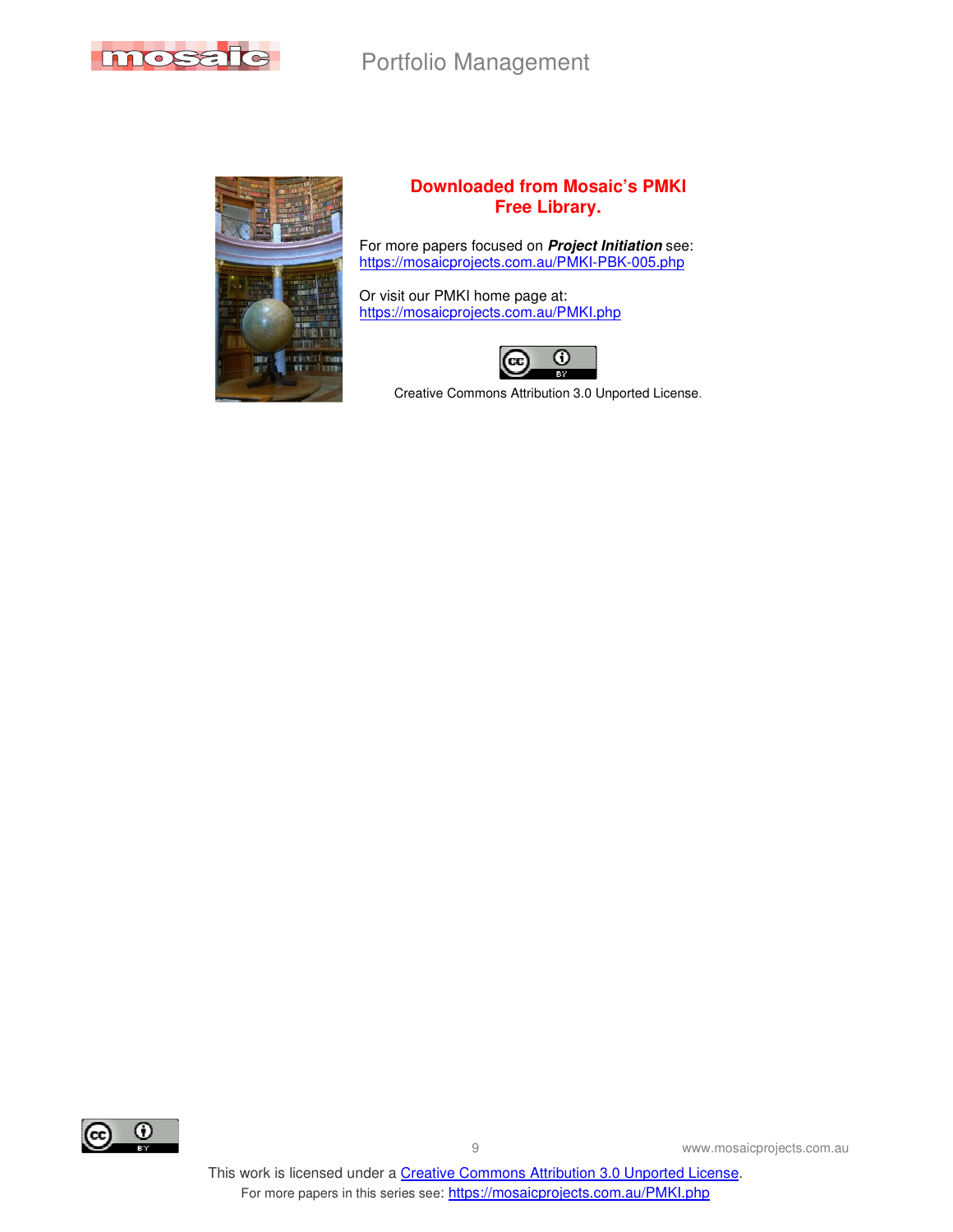**Downloaded from Mosaic's PMKI Free Library.**

For more papers focused on ***Project Initiation*** see:
https://mosaicprojects.com.au/PMKI-PBK-005.php

Or visit our PMKI home page at:
https://mosaicprojects.com.au/PMKI.php

Creative Commons Attribution 3.0 Unported License.